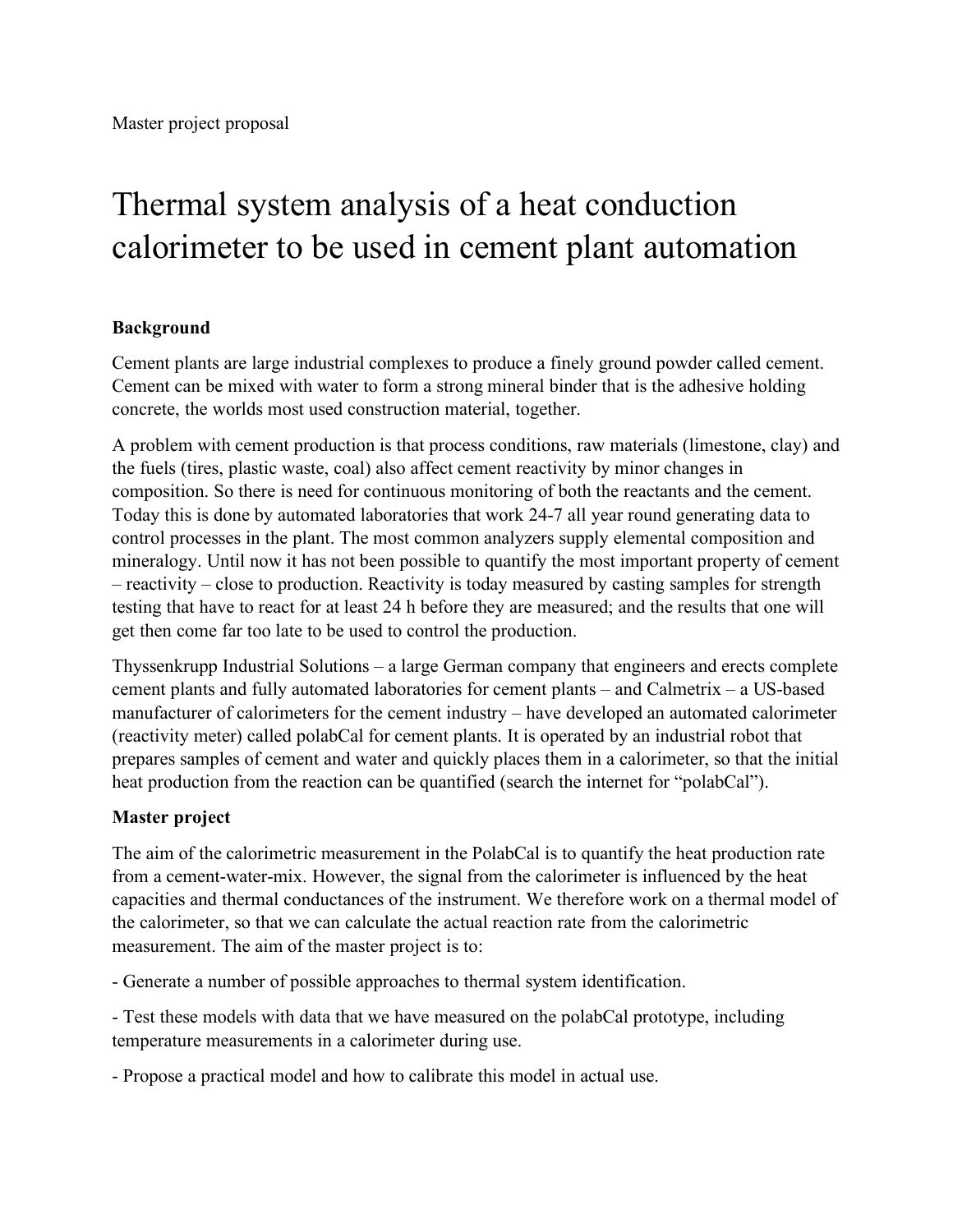Master project proposal

# Thermal system analysis of a heat conduction calorimeter to be used in cement plant automation

**Background**

Cement plants are large industrial complexes to produce a finely ground powder called cement. Cement can be mixed with water to form a strong mineral binder that is the adhesive holding concrete, the worlds most used construction material, together.

A problem with cement production is that process conditions, raw materials (limestone, clay) and the fuels (tires, plastic waste, coal) also affect cement reactivity by minor changes in composition. So there is need for continuous monitoring of both the reactants and the cement. Today this is done by automated laboratories that work 24-7 all year round generating data to control processes in the plant. The most common analyzers supply elemental composition and mineralogy. Until now it has not been possible to quantify the most important property of cement – reactivity – close to production. Reactivity is today measured by casting samples for strength testing that have to react for at least 24 h before they are measured; and the results that one will get then come far too late to be used to control the production.

Thyssenkrupp Industrial Solutions – a large German company that engineers and erects complete cement plants and fully automated laboratories for cement plants – and Calmetrix – a US-based manufacturer of calorimeters for the cement industry – have developed an automated calorimeter (reactivity meter) called polabCal for cement plants. It is operated by an industrial robot that prepares samples of cement and water and quickly places them in a calorimeter, so that the initial heat production from the reaction can be quantified (search the internet for "polabCal").

**Master project**

The aim of the calorimetric measurement in the PolabCal is to quantify the heat production rate from a cement-water-mix. However, the signal from the calorimeter is influenced by the heat capacities and thermal conductances of the instrument. We therefore work on a thermal model of the calorimeter, so that we can calculate the actual reaction rate from the calorimetric measurement. The aim of the master project is to:

- Generate a number of possible approaches to thermal system identification.
- Test these models with data that we have measured on the polabCal prototype, including temperature measurements in a calorimeter during use.
- Propose a practical model and how to calibrate this model in actual use.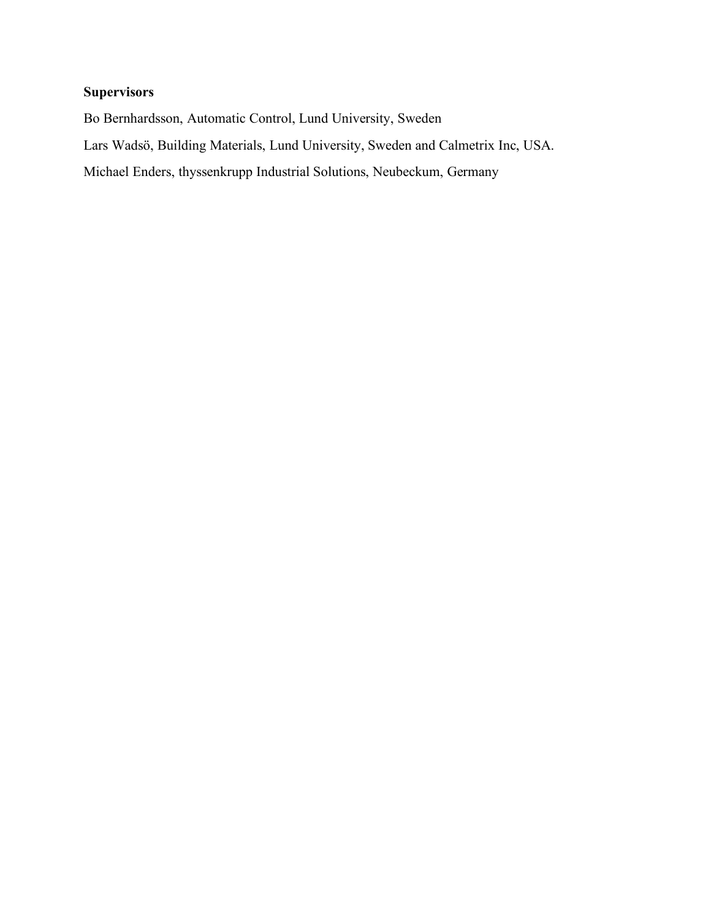**Supervisors**

Bo Bernhardsson, Automatic Control, Lund University, Sweden

Lars Wadsö, Building Materials, Lund University, Sweden and Calmetrix Inc, USA.

Michael Enders, thyssenkrupp Industrial Solutions, Neubeckum, Germany